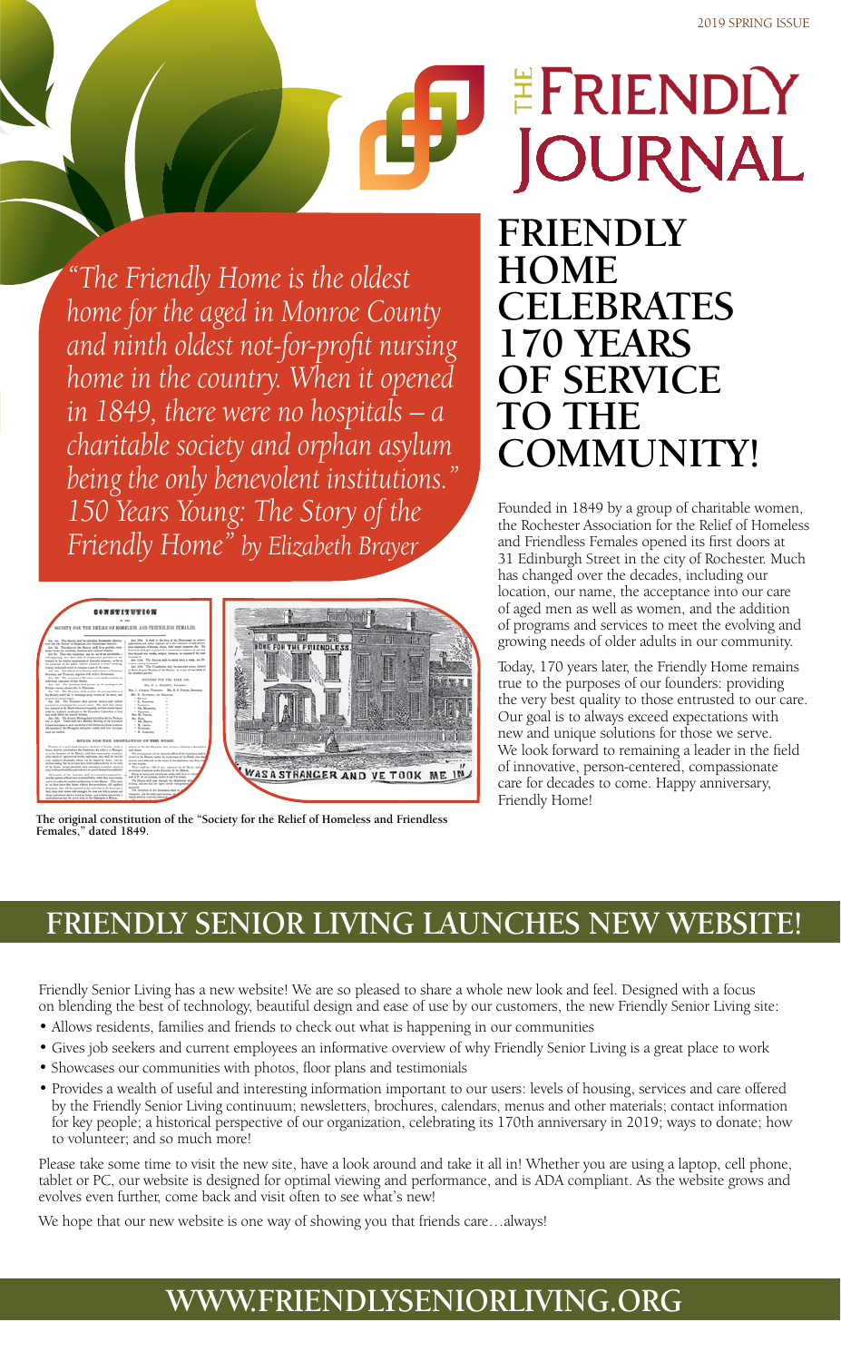2019 SPRING ISSUE

# THE FRIENDLY JOURNAL

*"The Friendly Home is the oldest home for the aged in Monroe County and ninth oldest not-for-profit nursing home in the country. When it opened in 1849, there were no hospitals – a charitable society and orphan asylum being the only benevolent institutions." 150 Years Young: The Story of the Friendly Home" by Elizabeth Brayer*

**The original constitution of the "Society for the Relief of Homeless and Friendless Females," dated 1849.**

## FRIENDLY HOME CELEBRATES 170 YEARS OF SERVICE TO THE COMMUNITY!

Founded in 1849 by a group of charitable women, the Rochester Association for the Relief of Homeless and Friendless Females opened its first doors at 31 Edinburgh Street in the city of Rochester. Much has changed over the decades, including our location, our name, the acceptance into our care of aged men as well as women, and the addition of programs and services to meet the evolving and growing needs of older adults in our community.

Today, 170 years later, the Friendly Home remains true to the purposes of our founders: providing the very best quality to those entrusted to our care. Our goal is to always exceed expectations with new and unique solutions for those we serve. We look forward to remaining a leader in the field of innovative, person-centered, compassionate care for decades to come. Happy anniversary, Friendly Home!

## FRIENDLY SENIOR LIVING LAUNCHES NEW WEBSITE!

Friendly Senior Living has a new website! We are so pleased to share a whole new look and feel. Designed with a focus on blending the best of technology, beautiful design and ease of use by our customers, the new Friendly Senior Living site:

- Allows residents, families and friends to check out what is happening in our communities
- Gives job seekers and current employees an informative overview of why Friendly Senior Living is a great place to work
- Showcases our communities with photos, floor plans and testimonials
- Provides a wealth of useful and interesting information important to our users: levels of housing, services and care offered by the Friendly Senior Living continuum; newsletters, brochures, calendars, menus and other materials; contact information for key people; a historical perspective of our organization, celebrating its 170th anniversary in 2019; ways to donate; how to volunteer; and so much more!

Please take some time to visit the new site, have a look around and take it all in! Whether you are using a laptop, cell phone, tablet or PC, our website is designed for optimal viewing and performance, and is ADA compliant. As the website grows and evolves even further, come back and visit often to see what's new!

We hope that our new website is one way of showing you that friends care…always!

## WWW.FRIENDLYSENIORLIVING.ORG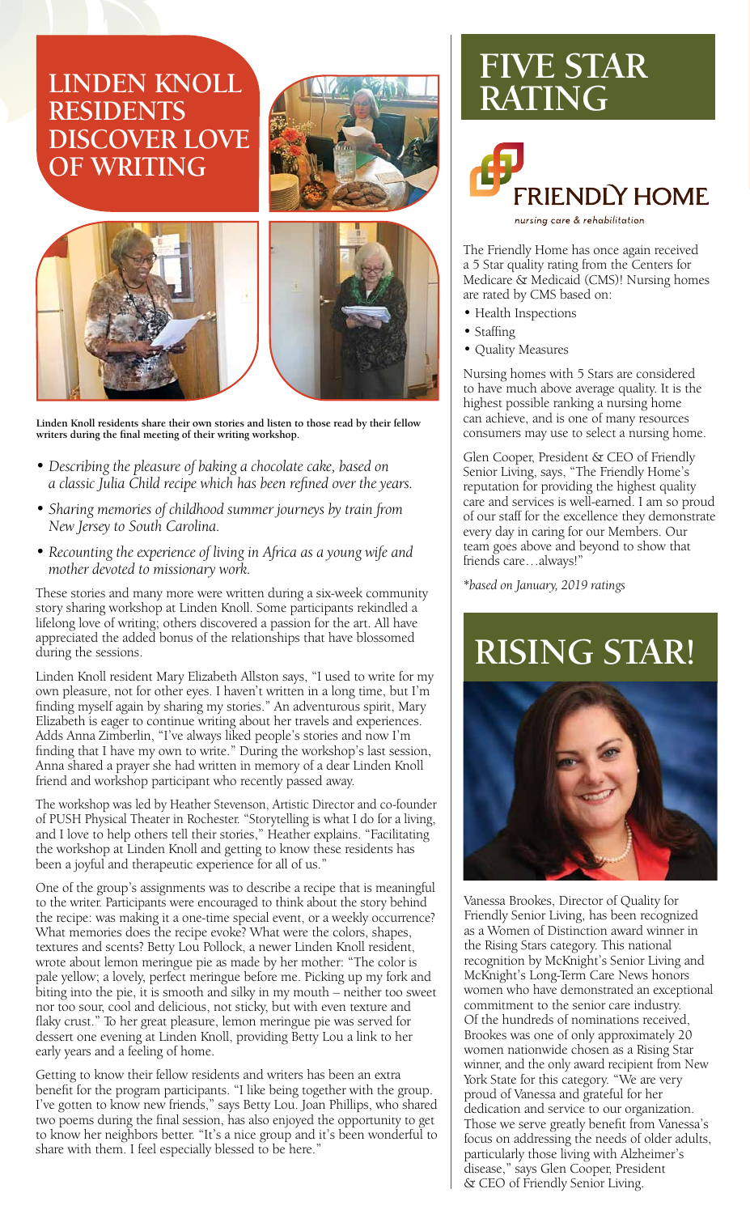# LINDEN KNOLL RESIDENTS DISCOVER LOVE OF WRITING

**Linden Knoll residents share their own stories and listen to those read by their fellow writers during the final meeting of their writing workshop.**

- *Describing the pleasure of baking a chocolate cake, based on a classic Julia Child recipe which has been refined over the years.*
- *Sharing memories of childhood summer journeys by train from New Jersey to South Carolina.*
- *Recounting the experience of living in Africa as a young wife and mother devoted to missionary work.*

These stories and many more were written during a six-week community story sharing workshop at Linden Knoll. Some participants rekindled a lifelong love of writing; others discovered a passion for the art. All have appreciated the added bonus of the relationships that have blossomed during the sessions.

Linden Knoll resident Mary Elizabeth Allston says, "I used to write for my own pleasure, not for other eyes. I haven't written in a long time, but I'm finding myself again by sharing my stories." An adventurous spirit, Mary Elizabeth is eager to continue writing about her travels and experiences. Adds Anna Zimberlin, "I've always liked people's stories and now I'm finding that I have my own to write." During the workshop's last session, Anna shared a prayer she had written in memory of a dear Linden Knoll friend and workshop participant who recently passed away.

The workshop was led by Heather Stevenson, Artistic Director and co-founder of PUSH Physical Theater in Rochester. "Storytelling is what I do for a living, and I love to help others tell their stories," Heather explains. "Facilitating the workshop at Linden Knoll and getting to know these residents has been a joyful and therapeutic experience for all of us."

One of the group's assignments was to describe a recipe that is meaningful to the writer. Participants were encouraged to think about the story behind the recipe: was making it a one-time special event, or a weekly occurrence? What memories does the recipe evoke? What were the colors, shapes, textures and scents? Betty Lou Pollock, a newer Linden Knoll resident, wrote about lemon meringue pie as made by her mother: "The color is pale yellow; a lovely, perfect meringue before me. Picking up my fork and biting into the pie, it is smooth and silky in my mouth – neither too sweet nor too sour, cool and delicious, not sticky, but with even texture and flaky crust." To her great pleasure, lemon meringue pie was served for dessert one evening at Linden Knoll, providing Betty Lou a link to her early years and a feeling of home.

Getting to know their fellow residents and writers has been an extra benefit for the program participants. "I like being together with the group. I've gotten to know new friends," says Betty Lou. Joan Phillips, who shared two poems during the final session, has also enjoyed the opportunity to get to know her neighbors better. "It's a nice group and it's been wonderful to share with them. I feel especially blessed to be here."

# FIVE STAR RATING

FRIENDLY HOME
nursing care & rehabilitation

The Friendly Home has once again received a 5 Star quality rating from the Centers for Medicare & Medicaid (CMS)! Nursing homes are rated by CMS based on:

- Health Inspections
- Staffing
- Quality Measures

Nursing homes with 5 Stars are considered to have much above average quality. It is the highest possible ranking a nursing home can achieve, and is one of many resources consumers may use to select a nursing home.

Glen Cooper, President & CEO of Friendly Senior Living, says, "The Friendly Home's reputation for providing the highest quality care and services is well-earned. I am so proud of our staff for the excellence they demonstrate every day in caring for our Members. Our team goes above and beyond to show that friends care…always!"

*\*based on January, 2019 ratings*

# RISING STAR!

Vanessa Brookes, Director of Quality for Friendly Senior Living, has been recognized as a Women of Distinction award winner in the Rising Stars category. This national recognition by McKnight's Senior Living and McKnight's Long-Term Care News honors women who have demonstrated an exceptional commitment to the senior care industry. Of the hundreds of nominations received, Brookes was one of only approximately 20 women nationwide chosen as a Rising Star winner, and the only award recipient from New York State for this category. "We are very proud of Vanessa and grateful for her dedication and service to our organization. Those we serve greatly benefit from Vanessa's focus on addressing the needs of older adults, particularly those living with Alzheimer's disease," says Glen Cooper, President & CEO of Friendly Senior Living.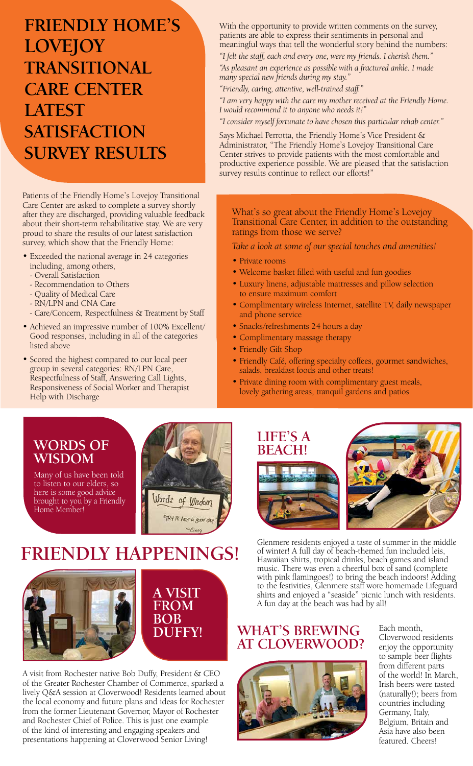# FRIENDLY HOME'S LOVEJOY TRANSITIONAL CARE CENTER LATEST SATISFACTION SURVEY RESULTS

Patients of the Friendly Home's Lovejoy Transitional Care Center are asked to complete a survey shortly after they are discharged, providing valuable feedback about their short-term rehabilitative stay. We are very proud to share the results of our latest satisfaction survey, which show that the Friendly Home:

- Exceeded the national average in 24 categories including, among others,
  - Overall Satisfaction
  - Recommendation to Others
  - Quality of Medical Care
  - RN/LPN and CNA Care
  - Care/Concern, Respectfulness & Treatment by Staff
- Achieved an impressive number of 100% Excellent/Good responses, including in all of the categories listed above
- Scored the highest compared to our local peer group in several categories: RN/LPN Care, Respectfulness of Staff, Answering Call Lights, Responsiveness of Social Worker and Therapist Help with Discharge

With the opportunity to provide written comments on the survey, patients are able to express their sentiments in personal and meaningful ways that tell the wonderful story behind the numbers:

*"I felt the staff, each and every one, were my friends. I cherish them."*

*"As pleasant an experience as possible with a fractured ankle. I made many special new friends during my stay."*

*"Friendly, caring, attentive, well-trained staff."*

*"I am very happy with the care my mother received at the Friendly Home. I would recommend it to anyone who needs it!"*

*"I consider myself fortunate to have chosen this particular rehab center."*

Says Michael Perrotta, the Friendly Home's Vice President & Administrator, "The Friendly Home's Lovejoy Transitional Care Center strives to provide patients with the most comfortable and productive experience possible. We are pleased that the satisfaction survey results continue to reflect our efforts!"

What's so great about the Friendly Home's Lovejoy Transitional Care Center, in addition to the outstanding ratings from those we serve?

*Take a look at some of our special touches and amenities!*

- Private rooms
- Welcome basket filled with useful and fun goodies
- Luxury linens, adjustable mattresses and pillow selection to ensure maximum comfort
- Complimentary wireless Internet, satellite TV, daily newspaper and phone service
- Snacks/refreshments 24 hours a day
- Complimentary massage therapy
- Friendly Gift Shop
- Friendly Café, offering specialty coffees, gourmet sandwiches, salads, breakfast foods and other treats!
- Private dining room with complimentary guest meals, lovely gathering areas, tranquil gardens and patios

## WORDS OF WISDOM

Many of us have been told to listen to our elders, so here is some good advice brought to you by a Friendly Home Member!

# FRIENDLY HAPPENINGS!

## A VISIT FROM BOB DUFFY!

A visit from Rochester native Bob Duffy, President & CEO of the Greater Rochester Chamber of Commerce, sparked a lively Q&A session at Cloverwood! Residents learned about the local economy and future plans and ideas for Rochester from the former Lieutenant Governor, Mayor of Rochester and Rochester Chief of Police. This is just one example of the kind of interesting and engaging speakers and presentations happening at Cloverwood Senior Living!

## LIFE'S A BEACH!

Glenmere residents enjoyed a taste of summer in the middle of winter! A full day of beach-themed fun included leis, Hawaiian shirts, tropical drinks, beach games and island music. There was even a cheerful box of sand (complete with pink flamingoes!) to bring the beach indoors! Adding to the festivities, Glenmere staff wore homemade Lifeguard shirts and enjoyed a "seaside" picnic lunch with residents. A fun day at the beach was had by all!

## WHAT'S BREWING AT CLOVERWOOD?

Each month, Cloverwood residents enjoy the opportunity to sample beer flights from different parts of the world! In March, Irish beers were tasted (naturally!); beers from countries including Germany, Italy, Belgium, Britain and Asia have also been featured. Cheers!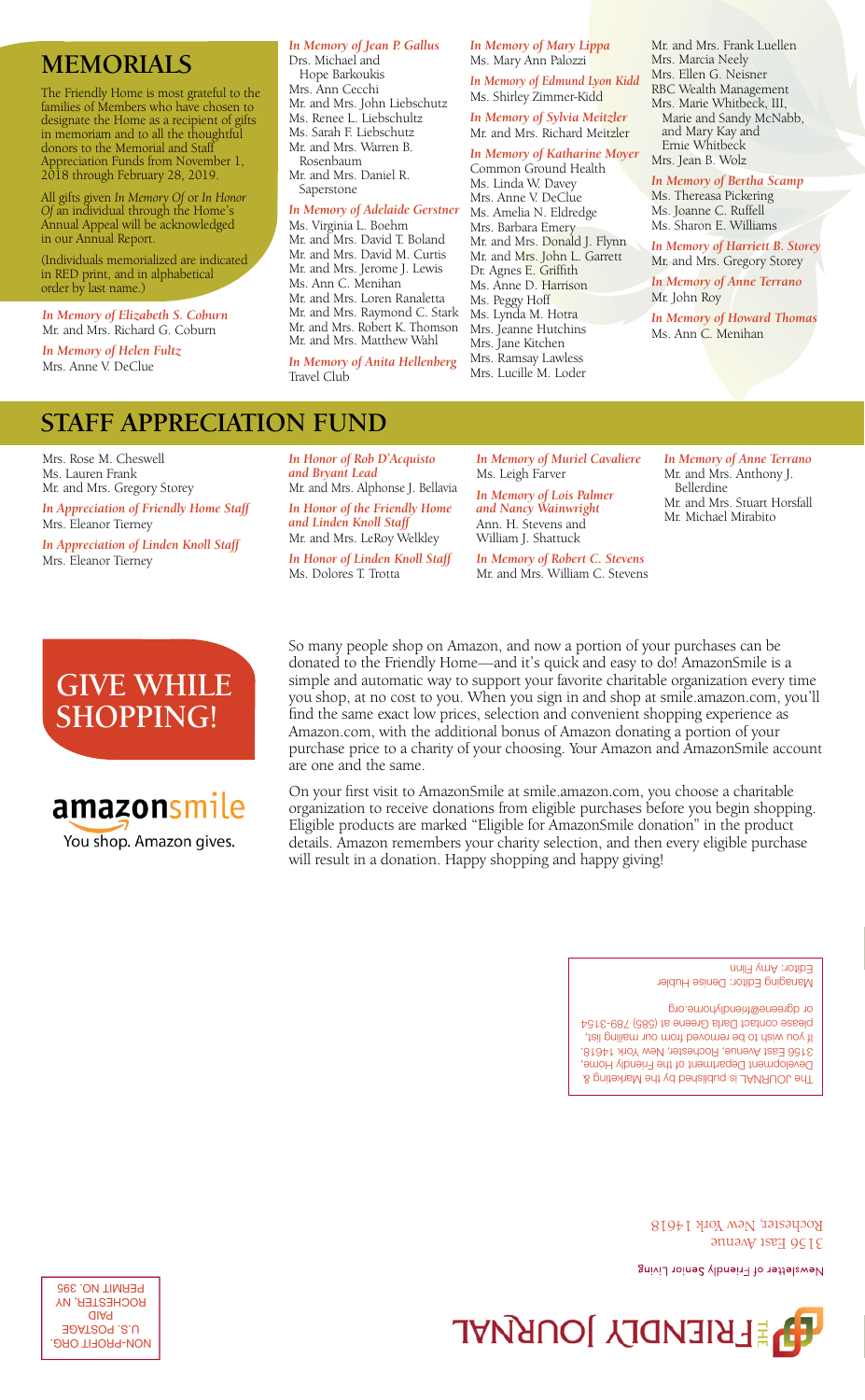# MEMORIALS

The Friendly Home is most grateful to the families of Members who have chosen to designate the Home as a recipient of gifts in memoriam and to all the thoughtful donors to the Memorial and Staff Appreciation Funds from November 1, 2018 through February 28, 2019.

All gifts given *In Memory Of* or *In Honor Of* an individual through the Home's Annual Appeal will be acknowledged in our Annual Report.

(Individuals memorialized are indicated in RED print, and in alphabetical order by last name.)

*In Memory of Elizabeth S. Coburn*
Mr. and Mrs. Richard G. Coburn

*In Memory of Helen Fultz*
Mrs. Anne V. DeClue

*In Memory of Jean P. Gallus*
Drs. Michael and Hope Barkoukis
Mrs. Ann Cecchi
Mr. and Mrs. John Liebschutz
Ms. Renee L. Liebschultz
Ms. Sarah F. Liebschutz
Mr. and Mrs. Warren B. Rosenbaum
Mr. and Mrs. Daniel R. Saperstone

*In Memory of Adelaide Gerstner*
Ms. Virginia L. Boehm
Mr. and Mrs. David T. Boland
Mr. and Mrs. David M. Curtis
Mr. and Mrs. Jerome J. Lewis
Ms. Ann C. Menihan
Mr. and Mrs. Loren Ranaletta
Mr. and Mrs. Raymond C. Stark
Mr. and Mrs. Robert K. Thomson
Mr. and Mrs. Matthew Wahl

*In Memory of Anita Hellenberg*
Travel Club

*In Memory of Mary Lippa*
Ms. Mary Ann Palozzi

*In Memory of Edmund Lyon Kidd*
Ms. Shirley Zimmer-Kidd

*In Memory of Sylvia Meitzler*
Mr. and Mrs. Richard Meitzler

*In Memory of Katharine Moyer*
Common Ground Health
Ms. Linda W. Davey
Mrs. Anne V. DeClue
Ms. Amelia N. Eldredge
Mrs. Barbara Emery
Mr. and Mrs. Donald J. Flynn
Mr. and Mrs. John L. Garrett
Dr. Agnes E. Griffith
Ms. Anne D. Harrison
Ms. Peggy Hoff
Ms. Lynda M. Hotra
Mrs. Jeanne Hutchins
Mrs. Jane Kitchen
Mrs. Ramsay Lawless
Mrs. Lucille M. Loder
Mr. and Mrs. Frank Luellen
Mrs. Marcia Neely
RBC Wealth Management
Mrs. Ellen G. Neisner
Mrs. Marie Whitbeck, III, Marie and Sandy McNabb, and Mary Kay and Ernie Whitbeck
Mrs. Jean B. Wolz

*In Memory of Bertha Scamp*
Ms. Thereasa Pickering
Ms. Joanne C. Ruffell
Ms. Sharon E. Williams

*In Memory of Harriett B. Storey*
Mr. and Mrs. Gregory Storey

*In Memory of Anne Terrano*
Mr. John Roy

*In Memory of Howard Thomas*
Ms. Ann C. Menihan

# STAFF APPRECIATION FUND

Mrs. Rose M. Cheswell
Ms. Lauren Frank
Mr. and Mrs. Gregory Storey

*In Appreciation of Friendly Home Staff*
Mrs. Eleanor Tierney

*In Appreciation of Linden Knoll Staff*
Mrs. Eleanor Tierney

*In Honor of Rob D'Acquisto and Bryant Lead*
Mr. and Mrs. Alphonse J. Bellavia

*In Honor of the Friendly Home and Linden Knoll Staff*
Mr. and Mrs. LeRoy Welkley

*In Honor of Linden Knoll Staff*
Ms. Dolores T. Trotta

*In Memory of Muriel Cavaliere*
Ms. Leigh Farver

*In Memory of Lois Palmer and Nancy Wainwright*
Ann. H. Stevens and William J. Shattuck

*In Memory of Robert C. Stevens*
Mr. and Mrs. William C. Stevens

*In Memory of Anne Terrano*
Mr. and Mrs. Anthony J. Bellerdine
Mr. and Mrs. Stuart Horsfall
Mr. Michael Mirabito

# GIVE WHILE SHOPPING!

amazonsmile
You shop. Amazon gives.

So many people shop on Amazon, and now a portion of your purchases can be donated to the Friendly Home—and it's quick and easy to do! AmazonSmile is a simple and automatic way to support your favorite charitable organization every time you shop, at no cost to you. When you sign in and shop at smile.amazon.com, you'll find the same exact low prices, selection and convenient shopping experience as Amazon.com, with the additional bonus of Amazon donating a portion of your purchase price to a charity of your choosing. Your Amazon and AmazonSmile account are one and the same.

On your first visit to AmazonSmile at smile.amazon.com, you choose a charitable organization to receive donations from eligible purchases before you begin shopping. Eligible products are marked "Eligible for AmazonSmile donation" in the product details. Amazon remembers your charity selection, and then every eligible purchase will result in a donation. Happy shopping and happy giving!

The JOURNAL is published by the Marketing & Development Department of the Friendly Home, 3156 East Avenue, Rochester, New York 14618. If you wish to be removed from our mailing list, please contact Darla Greene at (585) 789-3154 or dgreene@friendlyhome.org

Managing Editor: Denise Hubler
Editor: Amy Flinn

THE FRIENDLY JOURNAL
Newsletter of Friendly Senior Living
3156 East Avenue
Rochester, New York 14618

NON-PROFIT ORG.
U.S. POSTAGE
PAID
ROCHESTER, NY
PERMIT NO. 395